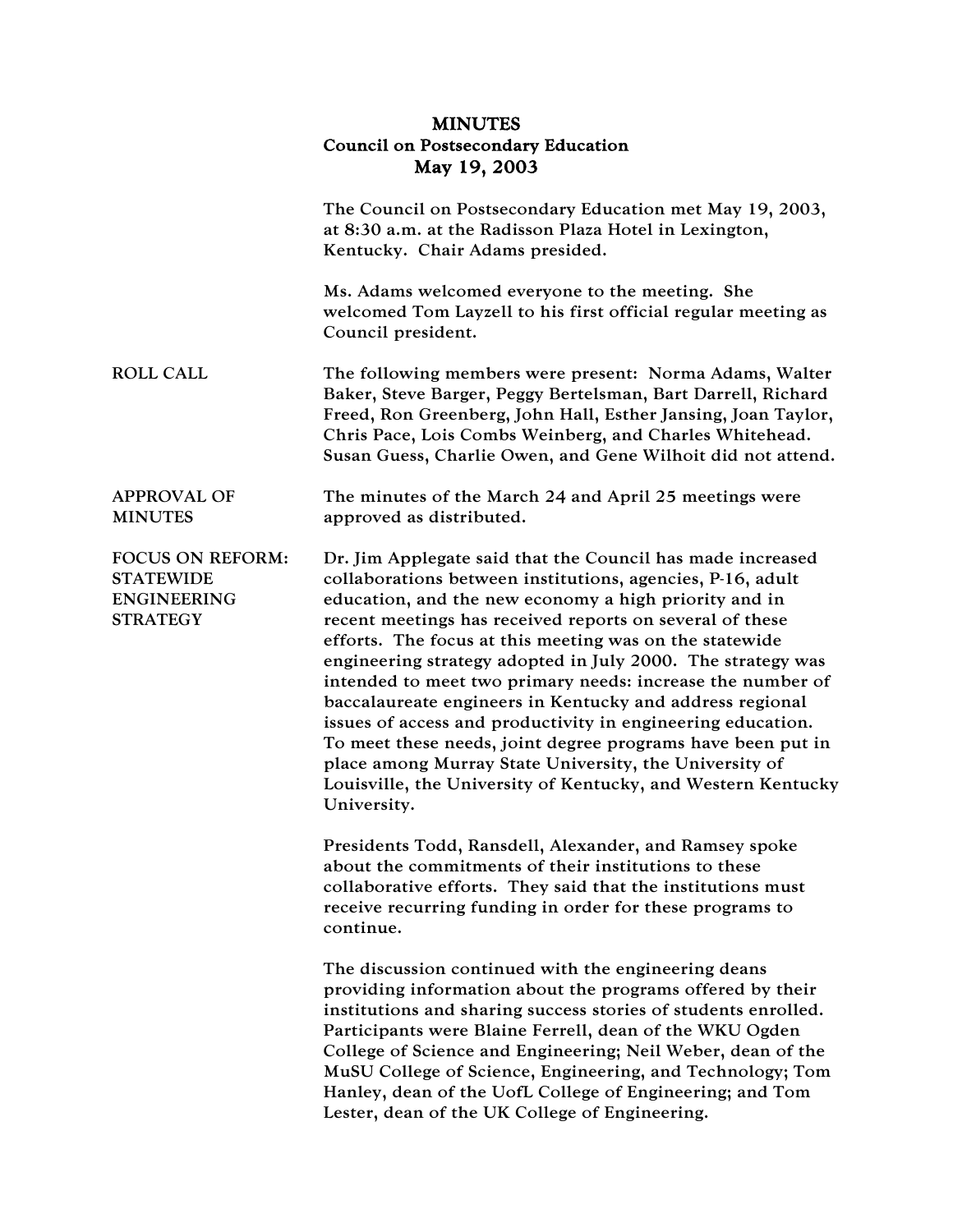# MINUTES
## Council on Postsecondary Education
## May 19, 2003

The Council on Postsecondary Education met May 19, 2003, at 8:30 a.m. at the Radisson Plaza Hotel in Lexington, Kentucky. Chair Adams presided.

Ms. Adams welcomed everyone to the meeting. She welcomed Tom Layzell to his first official regular meeting as Council president.

**ROLL CALL**

The following members were present: Norma Adams, Walter Baker, Steve Barger, Peggy Bertelsman, Bart Darrell, Richard Freed, Ron Greenberg, John Hall, Esther Jansing, Joan Taylor, Chris Pace, Lois Combs Weinberg, and Charles Whitehead. Susan Guess, Charlie Owen, and Gene Wilhoit did not attend.

**APPROVAL OF MINUTES**

The minutes of the March 24 and April 25 meetings were approved as distributed.

**FOCUS ON REFORM: STATEWIDE ENGINEERING STRATEGY**

Dr. Jim Applegate said that the Council has made increased collaborations between institutions, agencies, P-16, adult education, and the new economy a high priority and in recent meetings has received reports on several of these efforts. The focus at this meeting was on the statewide engineering strategy adopted in July 2000. The strategy was intended to meet two primary needs: increase the number of baccalaureate engineers in Kentucky and address regional issues of access and productivity in engineering education. To meet these needs, joint degree programs have been put in place among Murray State University, the University of Louisville, the University of Kentucky, and Western Kentucky University.

Presidents Todd, Ransdell, Alexander, and Ramsey spoke about the commitments of their institutions to these collaborative efforts. They said that the institutions must receive recurring funding in order for these programs to continue.

The discussion continued with the engineering deans providing information about the programs offered by their institutions and sharing success stories of students enrolled. Participants were Blaine Ferrell, dean of the WKU Ogden College of Science and Engineering; Neil Weber, dean of the MuSU College of Science, Engineering, and Technology; Tom Hanley, dean of the UofL College of Engineering; and Tom Lester, dean of the UK College of Engineering.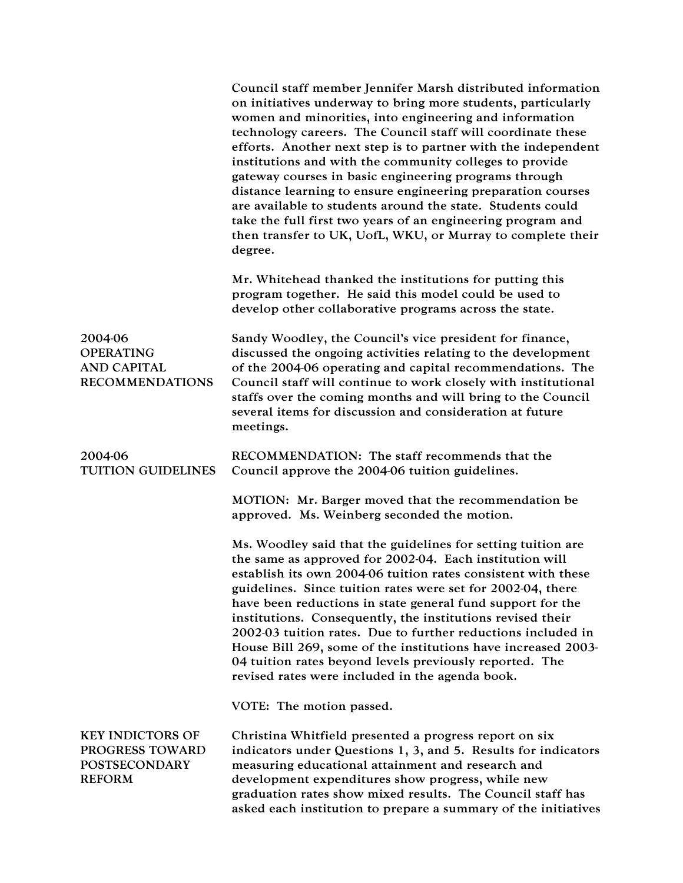Council staff member Jennifer Marsh distributed information on initiatives underway to bring more students, particularly women and minorities, into engineering and information technology careers. The Council staff will coordinate these efforts. Another next step is to partner with the independent institutions and with the community colleges to provide gateway courses in basic engineering programs through distance learning to ensure engineering preparation courses are available to students around the state. Students could take the full first two years of an engineering program and then transfer to UK, UofL, WKU, or Murray to complete their degree.

Mr. Whitehead thanked the institutions for putting this program together. He said this model could be used to develop other collaborative programs across the state.

**2004-06 OPERATING AND CAPITAL RECOMMENDATIONS**

Sandy Woodley, the Council's vice president for finance, discussed the ongoing activities relating to the development of the 2004-06 operating and capital recommendations. The Council staff will continue to work closely with institutional staffs over the coming months and will bring to the Council several items for discussion and consideration at future meetings.

**2004-06 TUITION GUIDELINES**

RECOMMENDATION: The staff recommends that the Council approve the 2004-06 tuition guidelines.

MOTION: Mr. Barger moved that the recommendation be approved. Ms. Weinberg seconded the motion.

Ms. Woodley said that the guidelines for setting tuition are the same as approved for 2002-04. Each institution will establish its own 2004-06 tuition rates consistent with these guidelines. Since tuition rates were set for 2002-04, there have been reductions in state general fund support for the institutions. Consequently, the institutions revised their 2002-03 tuition rates. Due to further reductions included in House Bill 269, some of the institutions have increased 2003-04 tuition rates beyond levels previously reported. The revised rates were included in the agenda book.

VOTE: The motion passed.

**KEY INDICTORS OF PROGRESS TOWARD POSTSECONDARY REFORM**

Christina Whitfield presented a progress report on six indicators under Questions 1, 3, and 5. Results for indicators measuring educational attainment and research and development expenditures show progress, while new graduation rates show mixed results. The Council staff has asked each institution to prepare a summary of the initiatives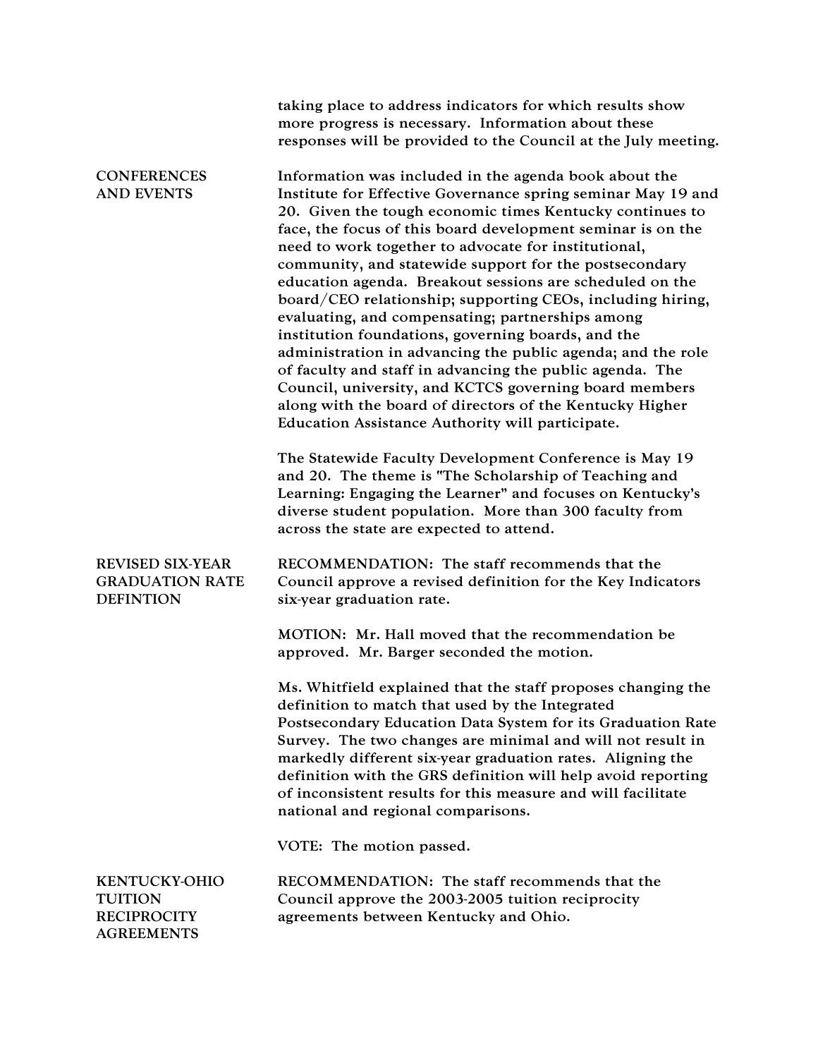taking place to address indicators for which results show more progress is necessary. Information about these responses will be provided to the Council at the July meeting.

**CONFERENCES AND EVENTS**

Information was included in the agenda book about the Institute for Effective Governance spring seminar May 19 and 20. Given the tough economic times Kentucky continues to face, the focus of this board development seminar is on the need to work together to advocate for institutional, community, and statewide support for the postsecondary education agenda. Breakout sessions are scheduled on the board/CEO relationship; supporting CEOs, including hiring, evaluating, and compensating; partnerships among institution foundations, governing boards, and the administration in advancing the public agenda; and the role of faculty and staff in advancing the public agenda. The Council, university, and KCTCS governing board members along with the board of directors of the Kentucky Higher Education Assistance Authority will participate.

The Statewide Faculty Development Conference is May 19 and 20. The theme is "The Scholarship of Teaching and Learning: Engaging the Learner" and focuses on Kentucky's diverse student population. More than 300 faculty from across the state are expected to attend.

**REVISED SIX-YEAR GRADUATION RATE DEFINTION**

RECOMMENDATION: The staff recommends that the Council approve a revised definition for the Key Indicators six-year graduation rate.

MOTION: Mr. Hall moved that the recommendation be approved. Mr. Barger seconded the motion.

Ms. Whitfield explained that the staff proposes changing the definition to match that used by the Integrated Postsecondary Education Data System for its Graduation Rate Survey. The two changes are minimal and will not result in markedly different six-year graduation rates. Aligning the definition with the GRS definition will help avoid reporting of inconsistent results for this measure and will facilitate national and regional comparisons.

VOTE: The motion passed.

**KENTUCKY-OHIO TUITION RECIPROCITY AGREEMENTS**

RECOMMENDATION: The staff recommends that the Council approve the 2003-2005 tuition reciprocity agreements between Kentucky and Ohio.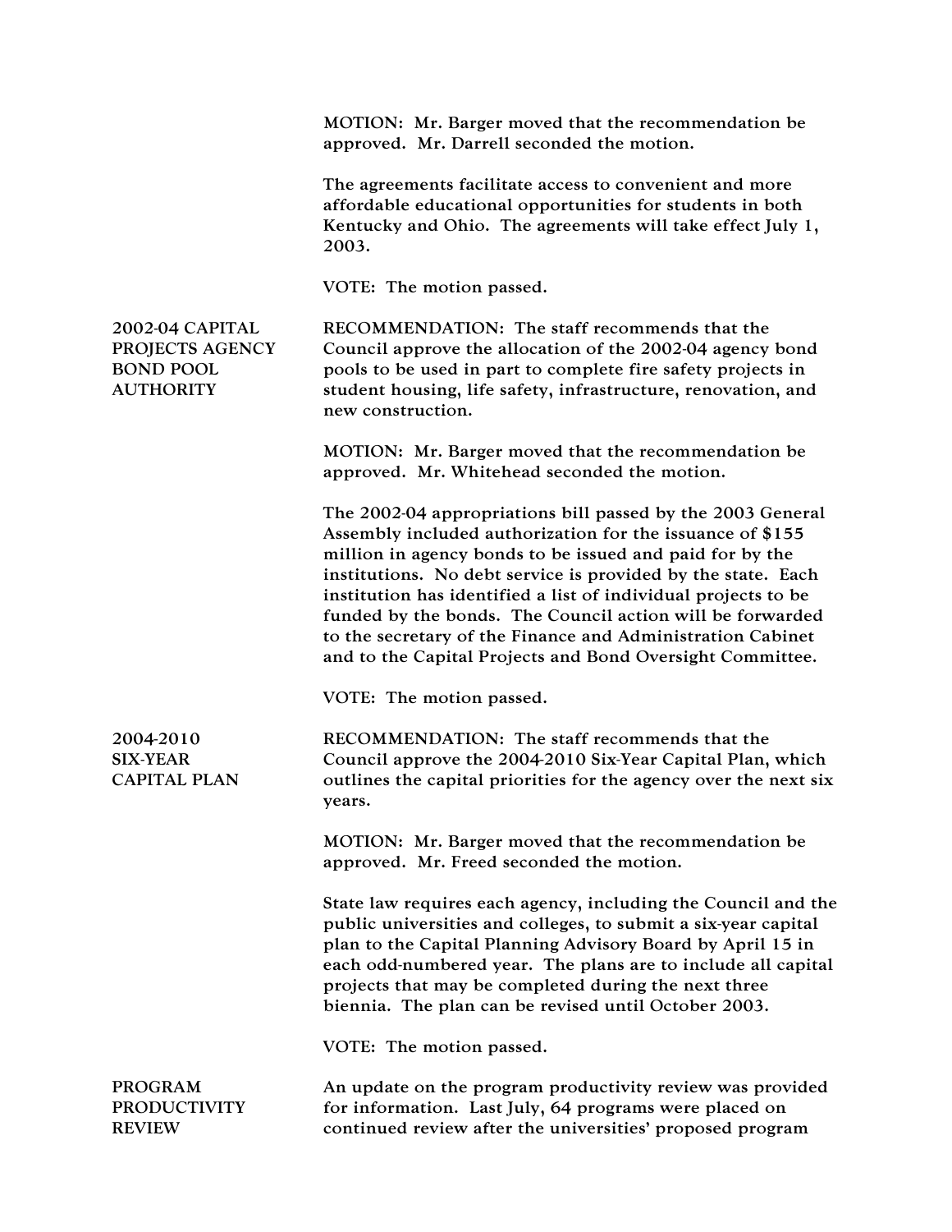MOTION: Mr. Barger moved that the recommendation be approved. Mr. Darrell seconded the motion.

The agreements facilitate access to convenient and more affordable educational opportunities for students in both Kentucky and Ohio. The agreements will take effect July 1, 2003.

VOTE: The motion passed.

**2002-04 CAPITAL PROJECTS AGENCY BOND POOL AUTHORITY**

RECOMMENDATION: The staff recommends that the Council approve the allocation of the 2002-04 agency bond pools to be used in part to complete fire safety projects in student housing, life safety, infrastructure, renovation, and new construction.

MOTION: Mr. Barger moved that the recommendation be approved. Mr. Whitehead seconded the motion.

The 2002-04 appropriations bill passed by the 2003 General Assembly included authorization for the issuance of $155 million in agency bonds to be issued and paid for by the institutions. No debt service is provided by the state. Each institution has identified a list of individual projects to be funded by the bonds. The Council action will be forwarded to the secretary of the Finance and Administration Cabinet and to the Capital Projects and Bond Oversight Committee.

VOTE: The motion passed.

**2004-2010 SIX-YEAR CAPITAL PLAN**

RECOMMENDATION: The staff recommends that the Council approve the 2004-2010 Six-Year Capital Plan, which outlines the capital priorities for the agency over the next six years.

MOTION: Mr. Barger moved that the recommendation be approved. Mr. Freed seconded the motion.

State law requires each agency, including the Council and the public universities and colleges, to submit a six-year capital plan to the Capital Planning Advisory Board by April 15 in each odd-numbered year. The plans are to include all capital projects that may be completed during the next three biennia. The plan can be revised until October 2003.

VOTE: The motion passed.

**PROGRAM PRODUCTIVITY REVIEW**

An update on the program productivity review was provided for information. Last July, 64 programs were placed on continued review after the universities' proposed program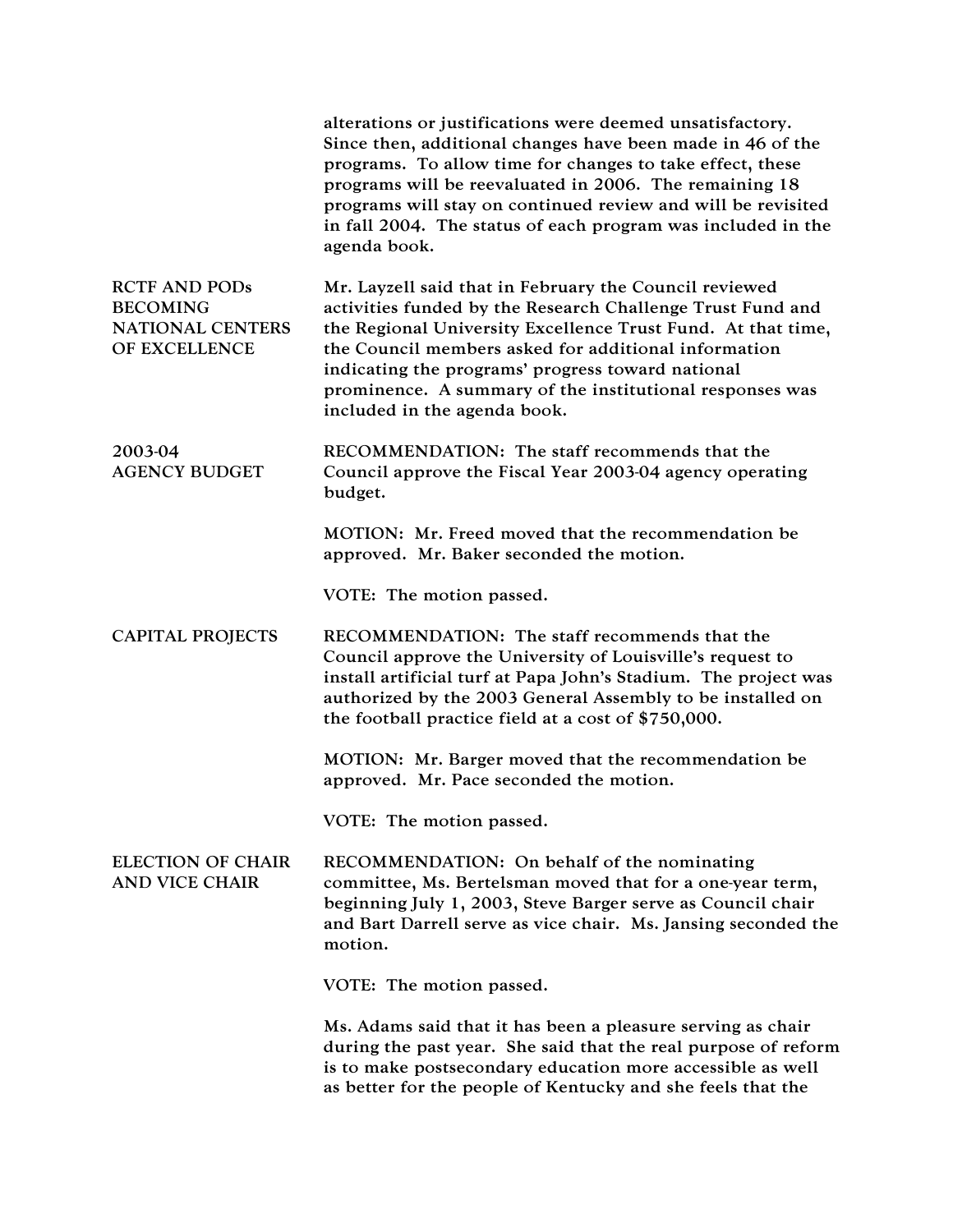alterations or justifications were deemed unsatisfactory. Since then, additional changes have been made in 46 of the programs. To allow time for changes to take effect, these programs will be reevaluated in 2006. The remaining 18 programs will stay on continued review and will be revisited in fall 2004. The status of each program was included in the agenda book.

**RCTF AND PODs BECOMING NATIONAL CENTERS OF EXCELLENCE**

Mr. Layzell said that in February the Council reviewed activities funded by the Research Challenge Trust Fund and the Regional University Excellence Trust Fund. At that time, the Council members asked for additional information indicating the programs' progress toward national prominence. A summary of the institutional responses was included in the agenda book.

**2003-04 AGENCY BUDGET**

RECOMMENDATION: The staff recommends that the Council approve the Fiscal Year 2003-04 agency operating budget.

MOTION: Mr. Freed moved that the recommendation be approved. Mr. Baker seconded the motion.

VOTE: The motion passed.

**CAPITAL PROJECTS**

RECOMMENDATION: The staff recommends that the Council approve the University of Louisville's request to install artificial turf at Papa John's Stadium. The project was authorized by the 2003 General Assembly to be installed on the football practice field at a cost of $750,000.

MOTION: Mr. Barger moved that the recommendation be approved. Mr. Pace seconded the motion.

VOTE: The motion passed.

**ELECTION OF CHAIR AND VICE CHAIR**

RECOMMENDATION: On behalf of the nominating committee, Ms. Bertelsman moved that for a one-year term, beginning July 1, 2003, Steve Barger serve as Council chair and Bart Darrell serve as vice chair. Ms. Jansing seconded the motion.

VOTE: The motion passed.

Ms. Adams said that it has been a pleasure serving as chair during the past year. She said that the real purpose of reform is to make postsecondary education more accessible as well as better for the people of Kentucky and she feels that the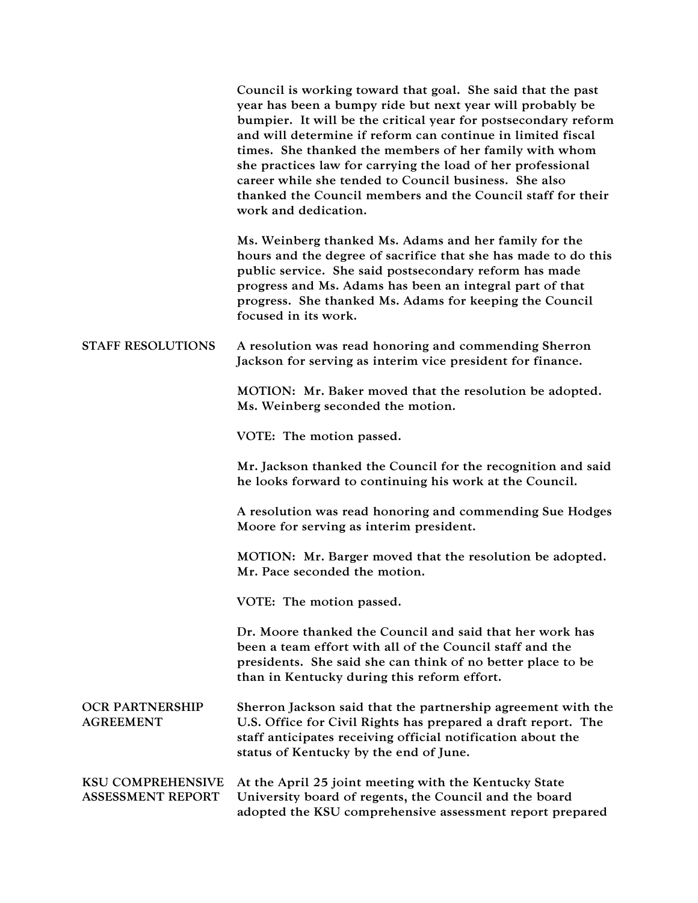Council is working toward that goal. She said that the past year has been a bumpy ride but next year will probably be bumpier. It will be the critical year for postsecondary reform and will determine if reform can continue in limited fiscal times. She thanked the members of her family with whom she practices law for carrying the load of her professional career while she tended to Council business. She also thanked the Council members and the Council staff for their work and dedication.

Ms. Weinberg thanked Ms. Adams and her family for the hours and the degree of sacrifice that she has made to do this public service. She said postsecondary reform has made progress and Ms. Adams has been an integral part of that progress. She thanked Ms. Adams for keeping the Council focused in its work.

**STAFF RESOLUTIONS**

A resolution was read honoring and commending Sherron Jackson for serving as interim vice president for finance.

MOTION: Mr. Baker moved that the resolution be adopted. Ms. Weinberg seconded the motion.

VOTE: The motion passed.

Mr. Jackson thanked the Council for the recognition and said he looks forward to continuing his work at the Council.

A resolution was read honoring and commending Sue Hodges Moore for serving as interim president.

MOTION: Mr. Barger moved that the resolution be adopted. Mr. Pace seconded the motion.

VOTE: The motion passed.

Dr. Moore thanked the Council and said that her work has been a team effort with all of the Council staff and the presidents. She said she can think of no better place to be than in Kentucky during this reform effort.

**OCR PARTNERSHIP AGREEMENT**

Sherron Jackson said that the partnership agreement with the U.S. Office for Civil Rights has prepared a draft report. The staff anticipates receiving official notification about the status of Kentucky by the end of June.

**KSU COMPREHENSIVE ASSESSMENT REPORT**

At the April 25 joint meeting with the Kentucky State University board of regents, the Council and the board adopted the KSU comprehensive assessment report prepared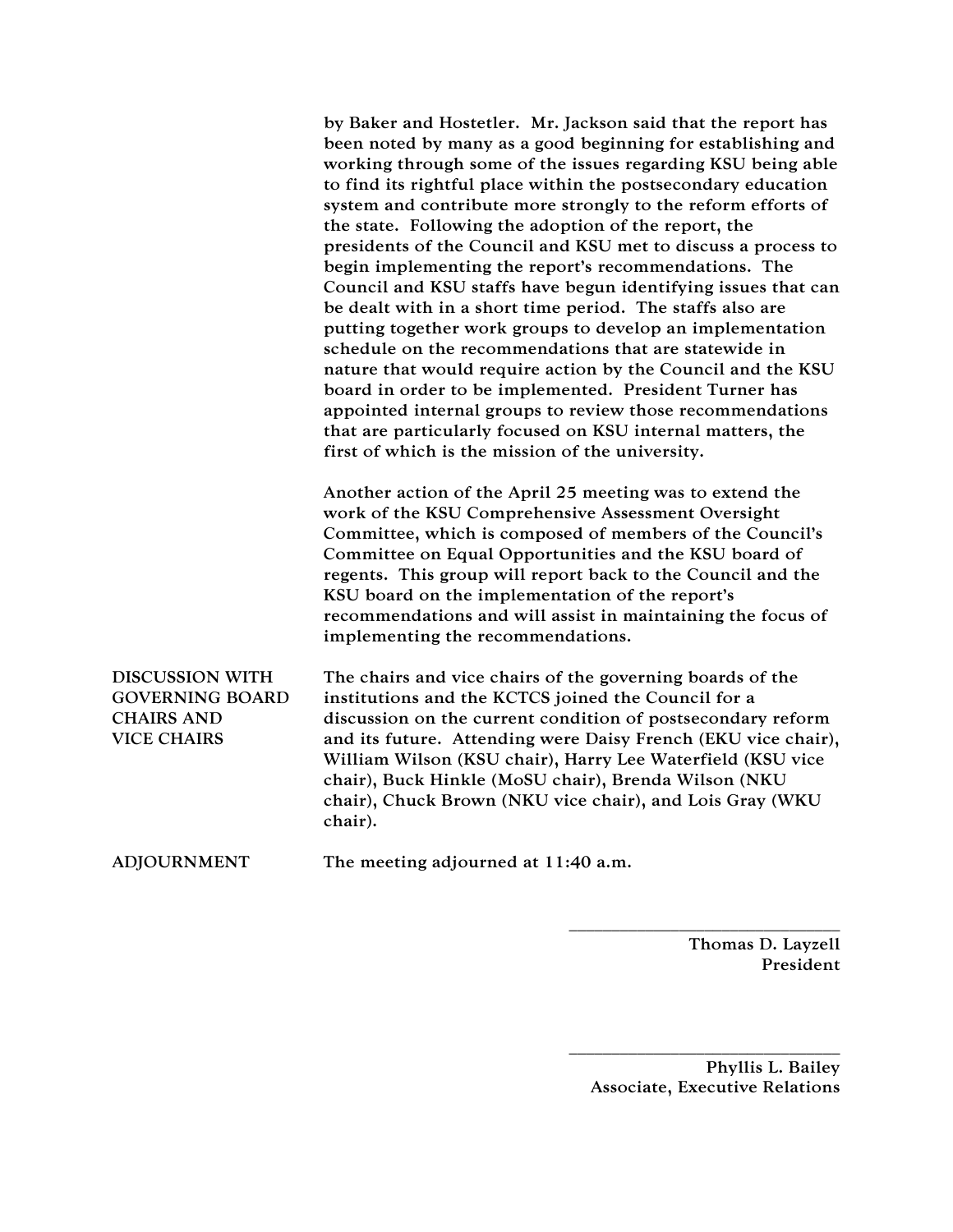by Baker and Hostetler. Mr. Jackson said that the report has been noted by many as a good beginning for establishing and working through some of the issues regarding KSU being able to find its rightful place within the postsecondary education system and contribute more strongly to the reform efforts of the state. Following the adoption of the report, the presidents of the Council and KSU met to discuss a process to begin implementing the report's recommendations. The Council and KSU staffs have begun identifying issues that can be dealt with in a short time period. The staffs also are putting together work groups to develop an implementation schedule on the recommendations that are statewide in nature that would require action by the Council and the KSU board in order to be implemented. President Turner has appointed internal groups to review those recommendations that are particularly focused on KSU internal matters, the first of which is the mission of the university.

Another action of the April 25 meeting was to extend the work of the KSU Comprehensive Assessment Oversight Committee, which is composed of members of the Council's Committee on Equal Opportunities and the KSU board of regents. This group will report back to the Council and the KSU board on the implementation of the report's recommendations and will assist in maintaining the focus of implementing the recommendations.

**DISCUSSION WITH GOVERNING BOARD CHAIRS AND VICE CHAIRS**

The chairs and vice chairs of the governing boards of the institutions and the KCTCS joined the Council for a discussion on the current condition of postsecondary reform and its future. Attending were Daisy French (EKU vice chair), William Wilson (KSU chair), Harry Lee Waterfield (KSU vice chair), Buck Hinkle (MoSU chair), Brenda Wilson (NKU chair), Chuck Brown (NKU vice chair), and Lois Gray (WKU chair).

**ADJOURNMENT**

The meeting adjourned at 11:40 a.m.

\_\_\_\_\_\_\_\_\_\_\_\_\_\_\_\_\_\_\_\_\_\_\_\_\_\_\_\_\_\_

Thomas D. Layzell
President

\_\_\_\_\_\_\_\_\_\_\_\_\_\_\_\_\_\_\_\_\_\_\_\_\_\_\_\_\_\_

Phyllis L. Bailey
Associate, Executive Relations